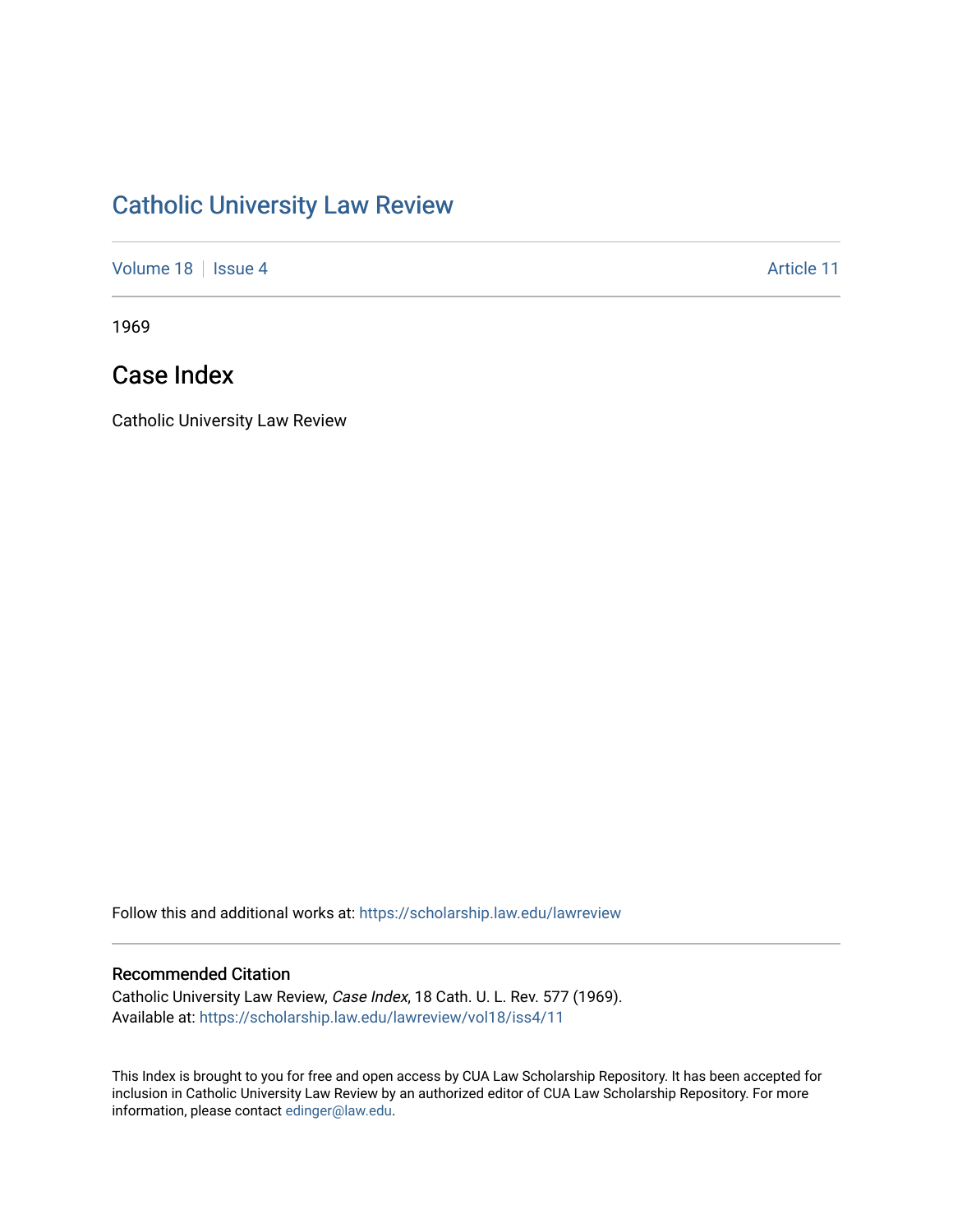# Catholic University Law Review

Volume 18 | Issue 4 | Article 11

1969

## Case Index

Catholic University Law Review

Follow this and additional works at: https://scholarship.law.edu/lawreview

### Recommended Citation

Catholic University Law Review, *Case Index*, 18 Cath. U. L. Rev. 577 (1969).
Available at: https://scholarship.law.edu/lawreview/vol18/iss4/11

This Index is brought to you for free and open access by CUA Law Scholarship Repository. It has been accepted for inclusion in Catholic University Law Review by an authorized editor of CUA Law Scholarship Repository. For more information, please contact edinger@law.edu.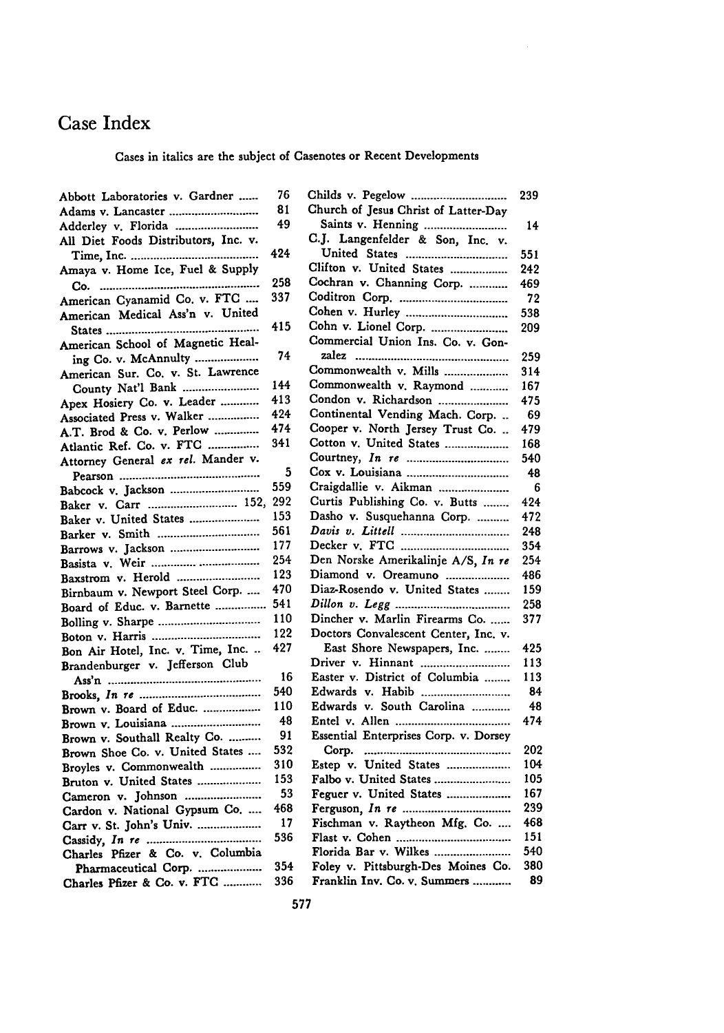# Case Index

Cases in italics are the subject of Casenotes or Recent Developments

Abbott Laboratories v. Gardner ...... 76
Adams v. Lancaster ...... 81
Adderley v. Florida ...... 49
All Diet Foods Distributors, Inc. v. Time, Inc. ...... 424
Amaya v. Home Ice, Fuel & Supply Co. ...... 258
American Cyanamid Co. v. FTC ...... 337
American Medical Ass'n v. United States ...... 415
American School of Magnetic Healing Co. v. McAnnulty ...... 74
American Sur. Co. v. St. Lawrence County Nat'l Bank ...... 144
Apex Hosiery Co. v. Leader ...... 413
Associated Press v. Walker ...... 424
A.T. Brod & Co. v. Perlow ...... 474
Atlantic Ref. Co. v. FTC ...... 341
Attorney General *ex rel.* Mander v. Pearson ...... 5
Babcock v. Jackson ...... 559
Baker v. Carr ...... 152, 292
Baker v. United States ...... 153
Barker v. Smith ...... 561
Barrows v. Jackson ...... 177
Basista v. Weir ...... 254
Baxstrom v. Herold ...... 123
Birnbaum v. Newport Steel Corp. ...... 470
Board of Educ. v. Barnette ...... 541
Bolling v. Sharpe ...... 110
Boton v. Harris ...... 122
Bon Air Hotel, Inc. v. Time, Inc. ...... 427
Brandenburger v. Jefferson Club Ass'n ...... 16
Brooks, *In re* ...... 540
Brown v. Board of Educ. ...... 110
Brown v. Louisiana ...... 48
Brown v. Southall Realty Co. ...... 91
Brown Shoe Co. v. United States ...... 532
Broyles v. Commonwealth ...... 310
Bruton v. United States ...... 153
Cameron v. Johnson ...... 53
Cardon v. National Gypsum Co. ...... 468
Carr v. St. John's Univ. ...... 17
Cassidy, *In re* ...... 536
Charles Pfizer & Co. v. Columbia Pharmaceutical Corp. ...... 354
Charles Pfizer & Co. v. FTC ...... 336
Childs v. Pegelow ...... 239
Church of Jesus Christ of Latter-Day Saints v. Henning ...... 14
C.J. Langenfelder & Son, Inc. v. United States ...... 551
Clifton v. United States ...... 242
Cochran v. Channing Corp. ...... 469
Coditron Corp. ...... 72
Cohen v. Hurley ...... 538
Cohn v. Lionel Corp. ...... 209
Commercial Union Ins. Co. v. Gonzalez ...... 259
Commonwealth v. Mills ...... 314
Commonwealth v. Raymond ...... 167
Condon v. Richardson ...... 475
Continental Vending Mach. Corp. ...... 69
Cooper v. North Jersey Trust Co. ...... 479
Cotton v. United States ...... 168
Courtney, *In re* ...... 540
Cox v. Louisiana ...... 48
Craigdallie v. Aikman ...... 6
Curtis Publishing Co. v. Butts ...... 424
Dasho v. Susquehanna Corp. ...... 472
*Davis v. Littell* ...... 248
Decker v. FTC ...... 354
Den Norske Amerikalinje A/S, *In re* ...... 254
Diamond v. Oreamuno ...... 486
Diaz-Rosendo v. United States ...... 159
*Dillon v. Legg* ...... 258
Dincher v. Marlin Firearms Co. ...... 377
Doctors Convalescent Center, Inc. v. East Shore Newspapers, Inc. ...... 425
Driver v. Hinnant ...... 113
Easter v. District of Columbia ...... 113
Edwards v. Habib ...... 84
Edwards v. South Carolina ...... 48
Entel v. Allen ...... 474
Essential Enterprises Corp. v. Dorsey Corp. ...... 202
Estep v. United States ...... 104
Falbo v. United States ...... 105
Feguer v. United States ...... 167
Ferguson, *In re* ...... 239
Fischman v. Raytheon Mfg. Co. ...... 468
Flast v. Cohen ...... 151
Florida Bar v. Wilkes ...... 540
Foley v. Pittsburgh-Des Moines Co. ...... 380
Franklin Inv. Co. v. Summers ...... 89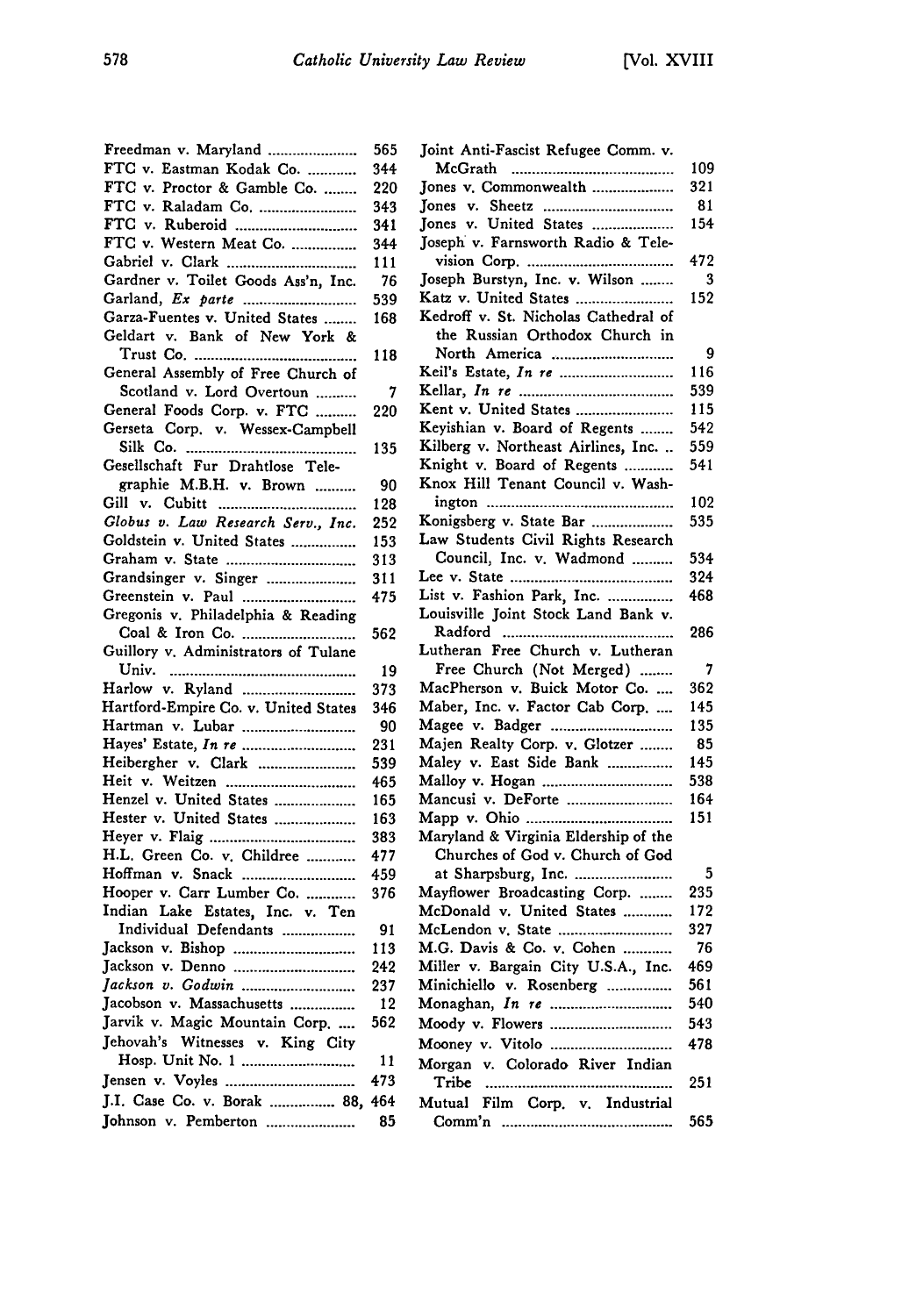Freedman v. Maryland ...................... 565
FTC v. Eastman Kodak Co. ............ 344
FTC v. Proctor & Gamble Co. ........ 220
FTC v. Raladam Co. ........................ 343
FTC v. Ruberoid .............................. 341
FTC v. Western Meat Co. ................ 344
Gabriel v. Clark ................................ 111
Gardner v. Toilet Goods Ass'n, Inc. 76
Garland, *Ex parte* ............................ 539
Garza-Fuentes v. United States ........ 168
Geldart v. Bank of New York & Trust Co. ........................................ 118
General Assembly of Free Church of Scotland v. Lord Overtoun .......... 7
General Foods Corp. v. FTC .......... 220
Gerseta Corp. v. Wessex-Campbell Silk Co. ........................................ 135
Gesellschaft Fur Drahtlose Telegraphie M.B.H. v. Brown .......... 90
Gill v. Cubitt .................................. 128
*Globus v. Law Research Serv., Inc.* 252
Goldstein v. United States ................ 153
Graham v. State ................................ 313
Grandsinger v. Singer ...................... 311
Greenstein v. Paul ............................ 475
Gregonis v. Philadelphia & Reading Coal & Iron Co. ............................ 562
Guillory v. Administrators of Tulane Univ. .............................................. 19
Harlow v. Ryland ............................ 373
Hartford-Empire Co. v. United States 346
Hartman v. Lubar ............................ 90
Hayes' Estate, *In re* ............................ 231
Heibergher v. Clark ........................ 539
Heit v. Weitzen ................................ 465
Henzel v. United States .................... 165
Hester v. United States .................... 163
Heyer v. Flaig .................................... 383
H.L. Green Co. v. Childree ............ 477
Hoffman v. Snack ............................ 459
Hooper v. Carr Lumber Co. ............ 376
Indian Lake Estates, Inc. v. Ten Individual Defendants .................. 91
Jackson v. Bishop .............................. 113
Jackson v. Denno .............................. 242
*Jackson v. Godwin* ............................ 237
Jacobson v. Massachusetts ................ 12
Jarvik v. Magic Mountain Corp. .... 562
Jehovah's Witnesses v. King City Hosp. Unit No. 1 ............................ 11
Jensen v. Voyles ................................ 473
J.I. Case Co. v. Borak ................ 88, 464
Johnson v. Pemberton ...................... 85
Joint Anti-Fascist Refugee Comm. v. McGrath ........................................ 109
Jones v. Commonwealth .................... 321
Jones v. Sheetz ................................ 81
Jones v. United States .................... 154
Joseph v. Farnsworth Radio & Television Corp. .................................... 472
Joseph Burstyn, Inc. v. Wilson ........ 3
Katz v. United States ........................ 152
Kedroff v. St. Nicholas Cathedral of the Russian Orthodox Church in North America .............................. 9
Keil's Estate, *In re* ............................ 116
Kellar, *In re* ...................................... 539
Kent v. United States ........................ 115
Keyishian v. Board of Regents ........ 542
Kilberg v. Northeast Airlines, Inc. .. 559
Knight v. Board of Regents ............ 541
Knox Hill Tenant Council v. Washington .............................................. 102
Konigsberg v. State Bar .................... 535
Law Students Civil Rights Research Council, Inc. v. Wadmond .......... 534
Lee v. State ........................................ 324
List v. Fashion Park, Inc. ................ 468
Louisville Joint Stock Land Bank v. Radford .......................................... 286
Lutheran Free Church v. Lutheran Free Church (Not Merged) ........ 7
MacPherson v. Buick Motor Co. .... 362
Maber, Inc. v. Factor Cab Corp. .... 145
Magee v. Badger .............................. 135
Majen Realty Corp. v. Glotzer ........ 85
Maley v. East Side Bank .................. 145
Malloy v. Hogan ................................ 538
Mancusi v. DeForte .......................... 164
Mapp v. Ohio .................................... 151
Maryland & Virginia Eldership of the Churches of God v. Church of God at Sharpsburg, Inc. ........................ 5
Mayflower Broadcasting Corp. ........ 235
McDonald v. United States ............ 172
McLendon v. State ............................ 327
M.G. Davis & Co. v. Cohen ............ 76
Miller v. Bargain City U.S.A., Inc. 469
Minichiello v. Rosenberg ................ 561
Monaghan, *In re* ................................ 540
Moody v. Flowers .............................. 543
Mooney v. Vitolo .............................. 478
Morgan v. Colorado River Indian Tribe .............................................. 251
Mutual Film Corp. v. Industrial Comm'n ............................................ 565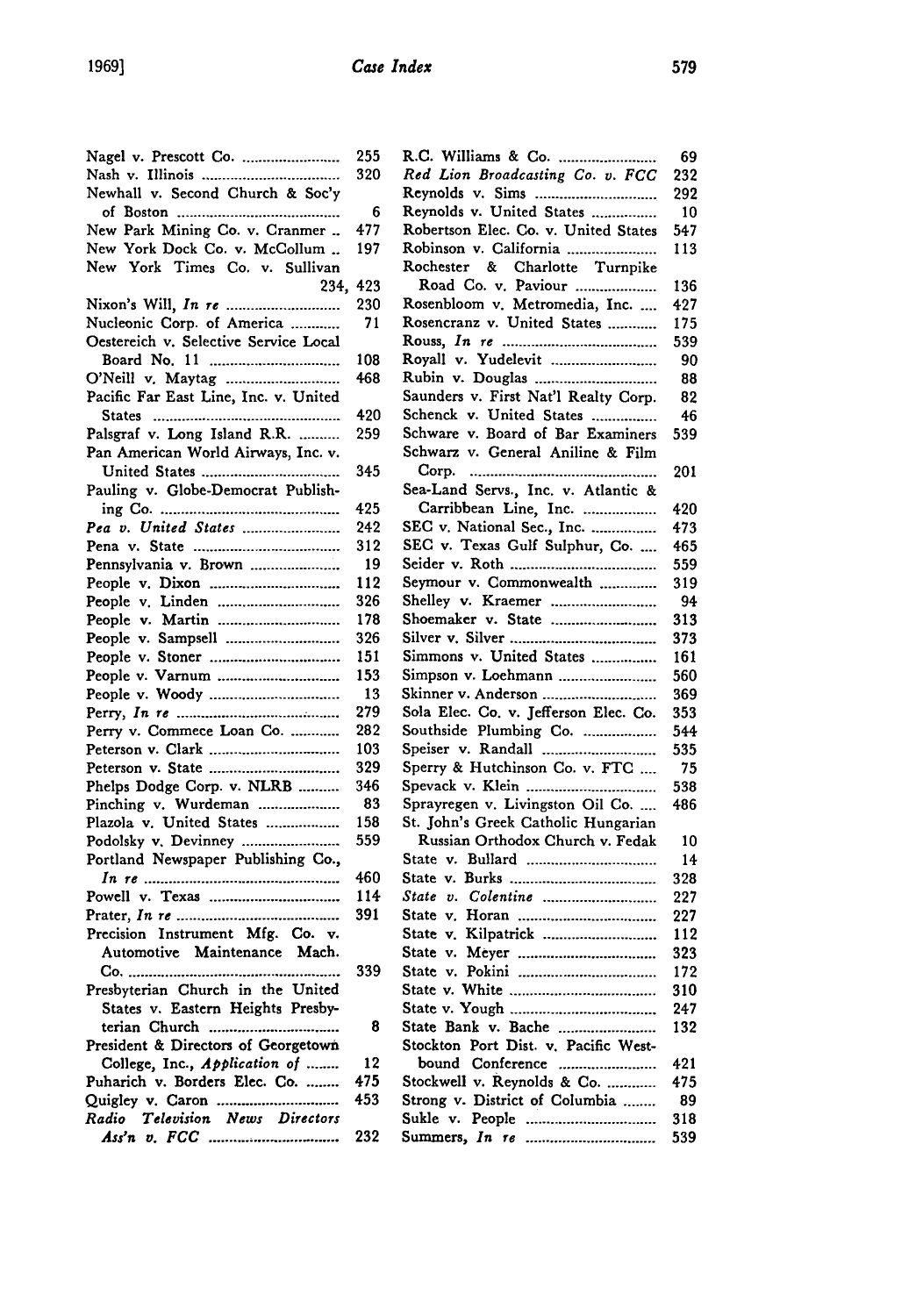Nagel v. Prescott Co. .......... 255
Nash v. Illinois .......... 320
Newhall v. Second Church & Soc'y of Boston .......... 6
New Park Mining Co. v. Cranmer .. 477
New York Dock Co. v. McCollum .. 197
New York Times Co. v. Sullivan .......... 234, 423
Nixon's Will, *In re* .......... 230
Nucleonic Corp. of America .......... 71
Oestereich v. Selective Service Local Board No. 11 .......... 108
O'Neill v. Maytag .......... 468
Pacific Far East Line, Inc. v. United States .......... 420
Palsgraf v. Long Island R.R. .......... 259
Pan American World Airways, Inc. v. United States .......... 345
Pauling v. Globe-Democrat Publishing Co. .......... 425
*Pea v. United States* .......... 242
Pena v. State .......... 312
Pennsylvania v. Brown .......... 19
People v. Dixon .......... 112
People v. Linden .......... 326
People v. Martin .......... 178
People v. Sampsell .......... 326
People v. Stoner .......... 151
People v. Varnum .......... 153
People v. Woody .......... 13
Perry, *In re* .......... 279
Perry v. Commece Loan Co. .......... 282
Peterson v. Clark .......... 103
Peterson v. State .......... 329
Phelps Dodge Corp. v. NLRB .......... 346
Pinching v. Wurdeman .......... 83
Plazola v. United States .......... 158
Podolsky v. Devinney .......... 559
Portland Newspaper Publishing Co., *In re* .......... 460
Powell v. Texas .......... 114
Prater, *In re* .......... 391
Precision Instrument Mfg. Co. v. Automotive Maintenance Mach. Co. .......... 339
Presbyterian Church in the United States v. Eastern Heights Presbyterian Church .......... 8
President & Directors of Georgetown College, Inc., *Application of* .......... 12
Puharich v. Borders Elec. Co. .......... 475
Quigley v. Caron .......... 453
*Radio Television News Directors Ass'n v. FCC* .......... 232
R.C. Williams & Co. .......... 69
*Red Lion Broadcasting Co. v. FCC* 232
Reynolds v. Sims .......... 292
Reynolds v. United States .......... 10
Robertson Elec. Co. v. United States 547
Robinson v. California .......... 113
Rochester & Charlotte Turnpike Road Co. v. Paviour .......... 136
Rosenbloom v. Metromedia, Inc. .... 427
Rosencranz v. United States .......... 175
Rouss, *In re* .......... 539
Royall v. Yudelevit .......... 90
Rubin v. Douglas .......... 88
Saunders v. First Nat'l Realty Corp. 82
Schenck v. United States .......... 46
Schware v. Board of Bar Examiners 539
Schwarz v. General Aniline & Film Corp. .......... 201
Sea-Land Servs., Inc. v. Atlantic & Carribbean Line, Inc. .......... 420
SEC v. National Sec., Inc. .......... 473
SEC v. Texas Gulf Sulphur, Co. .... 465
Seider v. Roth .......... 559
Seymour v. Commonwealth .......... 319
Shelley v. Kraemer .......... 94
Shoemaker v. State .......... 313
Silver v. Silver .......... 373
Simmons v. United States .......... 161
Simpson v. Loehmann .......... 560
Skinner v. Anderson .......... 369
Sola Elec. Co. v. Jefferson Elec. Co. 353
Southside Plumbing Co. .......... 544
Speiser v. Randall .......... 535
Sperry & Hutchinson Co. v. FTC .... 75
Spevack v. Klein .......... 538
Sprayregen v. Livingston Oil Co. .... 486
St. John's Greek Catholic Hungarian Russian Orthodox Church v. Fedak 10
State v. Bullard .......... 14
State v. Burks .......... 328
*State v. Colentine* .......... 227
State v. Horan .......... 227
State v. Kilpatrick .......... 112
State v. Meyer .......... 323
State v. Pokini .......... 172
State v. White .......... 310
State v. Yough .......... 247
State Bank v. Bache .......... 132
Stockton Port Dist. v. Pacific Westbound Conference .......... 421
Stockwell v. Reynolds & Co. .......... 475
Strong v. District of Columbia .......... 89
Sukle v. People .......... 318
Summers, *In re* .......... 539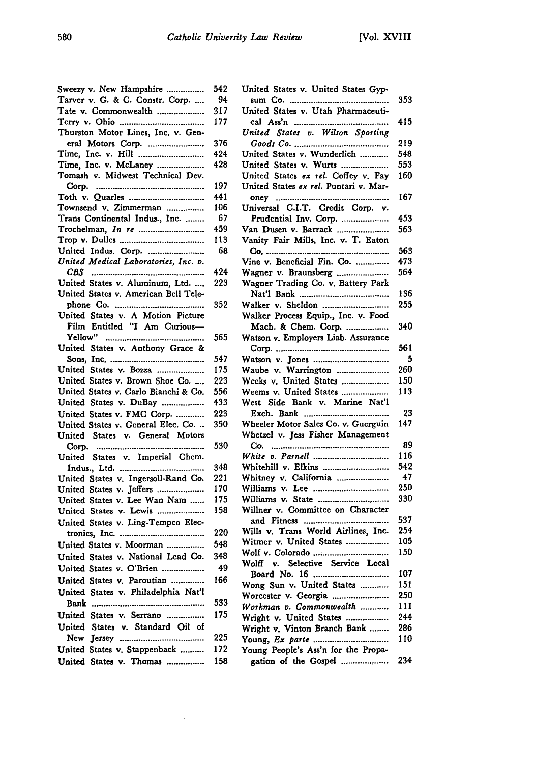| | |
|---|---|
| Sweezy v. New Hampshire | 542 |
| Tarver v. G. & C. Constr. Corp. | 94 |
| Tate v. Commonwealth | 317 |
| Terry v. Ohio | 177 |
| Thurston Motor Lines, Inc. v. General Motors Corp. | 376 |
| Time, Inc. v. Hill | 424 |
| Time, Inc. v. McLaney | 428 |
| Tomash v. Midwest Technical Dev. Corp. | 197 |
| Toth v. Quarles | 441 |
| Townsend v. Zimmerman | 106 |
| Trans Continental Indus., Inc. | 67 |
| Trochelman, *In re* | 459 |
| Trop v. Dulles | 113 |
| United Indus. Corp. | 68 |
| *United Medical Laboratories, Inc. v. CBS* | 424 |
| United States v. Aluminum, Ltd. | 223 |
| United States v. American Bell Telephone Co. | 352 |
| United States v. A Motion Picture Film Entitled "I Am Curious—Yellow" | 565 |
| United States v. Anthony Grace & Sons, Inc. | 547 |
| United States v. Bozza | 175 |
| United States v. Brown Shoe Co. | 223 |
| United States v. Carlo Bianchi & Co. | 556 |
| United States v. DuBay | 433 |
| United States v. FMC Corp. | 223 |
| United States v. General Elec. Co. | 350 |
| United States v. General Motors Corp. | 530 |
| United States v. Imperial Chem. Indus., Ltd. | 348 |
| United States v. Ingersoll-Rand Co. | 221 |
| United States v. Jeffers | 170 |
| United States v. Lee Wan Nam | 175 |
| United States v. Lewis | 158 |
| United States v. Ling-Tempco Electronics, Inc. | 220 |
| United States v. Moorman | 548 |
| United States v. National Lead Co. | 348 |
| United States v. O'Brien | 49 |
| United States v. Paroutian | 166 |
| United States v. Philadelphia Nat'l Bank | 533 |
| United States v. Serrano | 175 |
| United States v. Standard Oil of New Jersey | 225 |
| United States v. Stappenback | 172 |
| United States v. Thomas | 158 |
| United States v. United States Gypsum Co. | 353 |
| United States v. Utah Pharmaceutical Ass'n | 415 |
| *United States v. Wilson Sporting Goods Co.* | 219 |
| United States v. Wunderlich | 548 |
| United States v. Wurts | 553 |
| United States *ex rel.* Coffey v. Fay | 160 |
| United States *ex rel.* Puntari v. Maroney | 167 |
| Universal C.I.T. Credit Corp. v. Prudential Inv. Corp. | 453 |
| Van Dusen v. Barrack | 563 |
| Vanity Fair Mills, Inc. v. T. Eaton Co. | 563 |
| Vine v. Beneficial Fin. Co. | 473 |
| Wagner v. Braunsberg | 564 |
| Wagner Trading Co. v. Battery Park Nat'l Bank | 136 |
| Walker v. Sheldon | 255 |
| Walker Process Equip., Inc. v. Food Mach. & Chem. Corp. | 340 |
| Watson v. Employers Liab. Assurance Corp. | 561 |
| Watson v. Jones | 5 |
| Waube v. Warrington | 260 |
| Weeks v. United States | 150 |
| Weems v. United States | 113 |
| West Side Bank v. Marine Nat'l Exch. Bank | 23 |
| Wheeler Motor Sales Co. v. Guerguin | 147 |
| Whetzel v. Jess Fisher Management Co. | 89 |
| *White v. Parnell* | 116 |
| Whitehill v. Elkins | 542 |
| Whitney v. California | 47 |
| Williams v. Lee | 250 |
| Williams v. State | 330 |
| Willner v. Committee on Character and Fitness | 537 |
| Wills v. Trans World Airlines, Inc. | 254 |
| Witmer v. United States | 105 |
| Wolf v. Colorado | 150 |
| Wolff v. Selective Service Local Board No. 16 | 107 |
| Wong Sun v. United States | 151 |
| Worcester v. Georgia | 250 |
| *Workman v. Commonwealth* | 111 |
| Wright v. United States | 244 |
| Wright v. Vinton Branch Bank | 286 |
| Young, *Ex parte* | 110 |
| Young People's Ass'n for the Propagation of the Gospel | 234 |